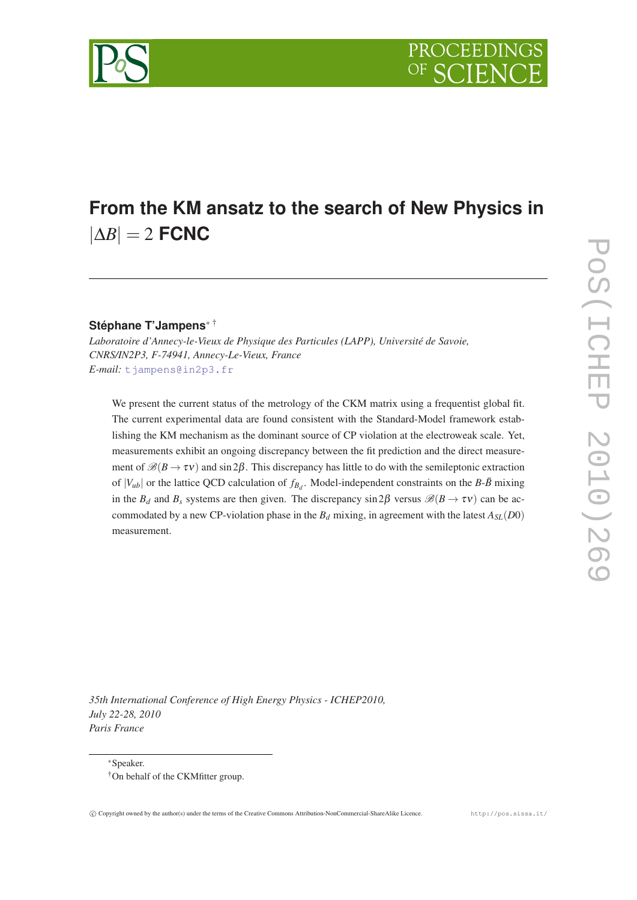# From the KM ansatz to the search of New Physics in $|\Delta B| = 2$ FCNC

**Stéphane T'Jampens**[*] [†]

*Laboratoire d'Annecy-le-Vieux de Physique des Particules (LAPP), Université de Savoie, CNRS/IN2P3, F-74941, Annecy-Le-Vieux, France*
*E-mail:* tjampens@in2p3.fr

We present the current status of the metrology of the CKM matrix using a frequentist global fit. The current experimental data are found consistent with the Standard-Model framework establishing the KM mechanism as the dominant source of CP violation at the electroweak scale. Yet, measurements exhibit an ongoing discrepancy between the fit prediction and the direct measurement of $\mathscr{B}(B \to \tau\nu)$ and $\sin 2\beta$. This discrepancy has little to do with the semileptonic extraction of $|V_{ub}|$ or the lattice QCD calculation of $f_{B_d}$. Model-independent constraints on the $B$-$\bar{B}$ mixing in the $B_d$ and $B_s$ systems are then given. The discrepancy $\sin 2\beta$ versus $\mathscr{B}(B \to \tau\nu)$ can be accommodated by a new CP-violation phase in the $B_d$ mixing, in agreement with the latest $A_{SL}(D0)$ measurement.

*35th International Conference of High Energy Physics - ICHEP2010,*
*July 22-28, 2010*
*Paris France*

[*] Speaker.
[†] On behalf of the CKMfitter group.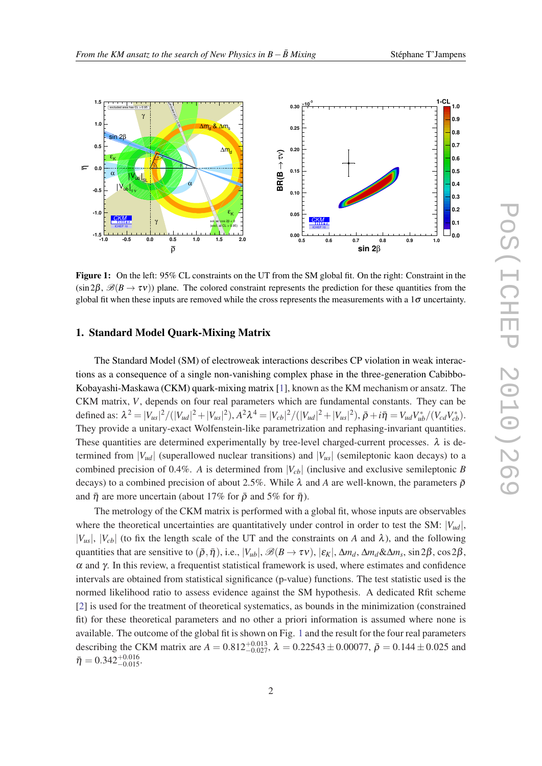**Figure 1:** On the left: 95% CL constraints on the UT from the SM global fit. On the right: Constraint in the $(\sin 2\beta, \mathscr{B}(B \to \tau\nu))$ plane. The colored constraint represents the prediction for these quantities from the global fit when these inputs are removed while the cross represents the measurements with a $1\sigma$ uncertainty.

## 1. Standard Model Quark-Mixing Matrix

The Standard Model (SM) of electroweak interactions describes CP violation in weak interactions as a consequence of a single non-vanishing complex phase in the three-generation Cabibbo-Kobayashi-Maskawa (CKM) quark-mixing matrix [1], known as the KM mechanism or ansatz. The CKM matrix, $V$, depends on four real parameters which are fundamental constants. They can be defined as: $\lambda^2 = |V_{us}|^2/(|V_{ud}|^2 + |V_{us}|^2)$, $A^2\lambda^4 = |V_{cb}|^2/(|V_{ud}|^2 + |V_{us}|^2)$, $\bar{\rho} + i\bar{\eta} = V_{ud}V_{ub}^*/(V_{cd}V_{cb}^*)$. They provide a unitary-exact Wolfenstein-like parametrization and rephasing-invariant quantities. These quantities are determined experimentally by tree-level charged-current processes. $\lambda$ is determined from $|V_{ud}|$ (superallowed nuclear transitions) and $|V_{us}|$ (semileptonic kaon decays) to a combined precision of 0.4%. $A$ is determined from $|V_{cb}|$ (inclusive and exclusive semileptonic $B$ decays) to a combined precision of about 2.5%. While $\lambda$ and $A$ are well-known, the parameters $\bar{\rho}$ and $\bar{\eta}$ are more uncertain (about 17% for $\bar{\rho}$ and 5% for $\bar{\eta}$).

The metrology of the CKM matrix is performed with a global fit, whose inputs are observables where the theoretical uncertainties are quantitatively under control in order to test the SM: $|V_{ud}|$, $|V_{us}|$, $|V_{cb}|$ (to fix the length scale of the UT and the constraints on $A$ and $\lambda$), and the following quantities that are sensitive to $(\bar{\rho}, \bar{\eta})$, i.e., $|V_{ub}|$, $\mathscr{B}(B \to \tau\nu)$, $|\varepsilon_K|$, $\Delta m_d$, $\Delta m_d$&$\Delta m_s$, $\sin 2\beta$, $\cos 2\beta$, $\alpha$ and $\gamma$. In this review, a frequentist statistical framework is used, where estimates and confidence intervals are obtained from statistical significance (p-value) functions. The test statistic used is the normed likelihood ratio to assess evidence against the SM hypothesis. A dedicated Rfit scheme [2] is used for the treatment of theoretical systematics, as bounds in the minimization (constrained fit) for these theoretical parameters and no other a priori information is assumed where none is available. The outcome of the global fit is shown on Fig. 1 and the result for the four real parameters describing the CKM matrix are $A = 0.812^{+0.013}_{-0.027}$, $\lambda = 0.22543 \pm 0.00077$, $\bar{\rho} = 0.144 \pm 0.025$ and $\bar{\eta} = 0.342^{+0.016}_{-0.015}$.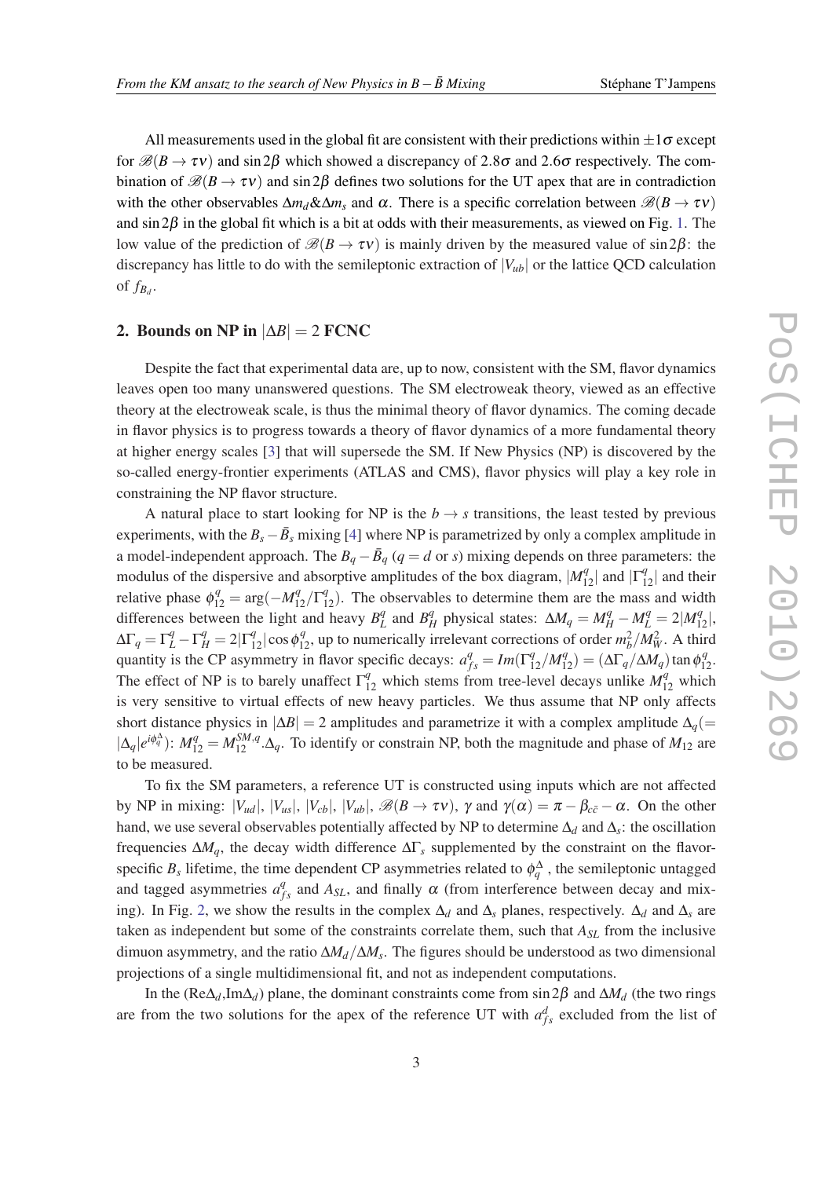All measurements used in the global fit are consistent with their predictions within $\pm 1\sigma$ except for $\mathscr{B}(B \to \tau\nu)$ and $\sin 2\beta$ which showed a discrepancy of $2.8\sigma$ and $2.6\sigma$ respectively. The combination of $\mathscr{B}(B \to \tau\nu)$ and $\sin 2\beta$ defines two solutions for the UT apex that are in contradiction with the other observables $\Delta m_d \& \Delta m_s$ and $\alpha$. There is a specific correlation between $\mathscr{B}(B \to \tau\nu)$ and $\sin 2\beta$ in the global fit which is a bit at odds with their measurements, as viewed on Fig. 1. The low value of the prediction of $\mathscr{B}(B \to \tau\nu)$ is mainly driven by the measured value of $\sin 2\beta$: the discrepancy has little to do with the semileptonic extraction of $|V_{ub}|$ or the lattice QCD calculation of $f_{B_d}$.

## 2. Bounds on NP in $|\Delta B| = 2$ FCNC

Despite the fact that experimental data are, up to now, consistent with the SM, flavor dynamics leaves open too many unanswered questions. The SM electroweak theory, viewed as an effective theory at the electroweak scale, is thus the minimal theory of flavor dynamics. The coming decade in flavor physics is to progress towards a theory of flavor dynamics of a more fundamental theory at higher energy scales [3] that will supersede the SM. If New Physics (NP) is discovered by the so-called energy-frontier experiments (ATLAS and CMS), flavor physics will play a key role in constraining the NP flavor structure.

A natural place to start looking for NP is the $b \to s$ transitions, the least tested by previous experiments, with the $B_s - \bar{B}_s$ mixing [4] where NP is parametrized by only a complex amplitude in a model-independent approach. The $B_q - \bar{B}_q$ ($q = d$ or $s$) mixing depends on three parameters: the modulus of the dispersive and absorptive amplitudes of the box diagram, $|M_{12}^q|$ and $|\Gamma_{12}^q|$ and their relative phase $\phi_{12}^q = \arg(-M_{12}^q/\Gamma_{12}^q)$. The observables to determine them are the mass and width differences between the light and heavy $B_L^q$ and $B_H^q$ physical states: $\Delta M_q = M_H^q - M_L^q = 2|M_{12}^q|$, $\Delta\Gamma_q = \Gamma_L^q - \Gamma_H^q = 2|\Gamma_{12}^q|\cos\phi_{12}^q$, up to numerically irrelevant corrections of order $m_b^2/M_W^2$. A third quantity is the CP asymmetry in flavor specific decays: $a_{fs}^q = Im(\Gamma_{12}^q/M_{12}^q) = (\Delta\Gamma_q/\Delta M_q)\tan\phi_{12}^q$. The effect of NP is to barely unaffect $\Gamma_{12}^q$ which stems from tree-level decays unlike $M_{12}^q$ which is very sensitive to virtual effects of new heavy particles. We thus assume that NP only affects short distance physics in $|\Delta B| = 2$ amplitudes and parametrize it with a complex amplitude $\Delta_q (= |\Delta_q| e^{i\phi_q^\Delta})$: $M_{12}^q = M_{12}^{SM,q}.\Delta_q$. To identify or constrain NP, both the magnitude and phase of $M_{12}$ are to be measured.

To fix the SM parameters, a reference UT is constructed using inputs which are not affected by NP in mixing: $|V_{ud}|$, $|V_{us}|$, $|V_{cb}|$, $|V_{ub}|$, $\mathscr{B}(B \to \tau\nu)$, $\gamma$ and $\gamma(\alpha) = \pi - \beta_{c\bar{c}} - \alpha$. On the other hand, we use several observables potentially affected by NP to determine $\Delta_d$ and $\Delta_s$: the oscillation frequencies $\Delta M_q$, the decay width difference $\Delta\Gamma_s$ supplemented by the constraint on the flavor-specific $B_s$ lifetime, the time dependent CP asymmetries related to $\phi_q^\Delta$ , the semileptonic untagged and tagged asymmetries $a_{fs}^q$ and $A_{SL}$, and finally $\alpha$ (from interference between decay and mixing). In Fig. 2, we show the results in the complex $\Delta_d$ and $\Delta_s$ planes, respectively. $\Delta_d$ and $\Delta_s$ are taken as independent but some of the constraints correlate them, such that $A_{SL}$ from the inclusive dimuon asymmetry, and the ratio $\Delta M_d/\Delta M_s$. The figures should be understood as two dimensional projections of a single multidimensional fit, and not as independent computations.

In the (Re$\Delta_d$,Im$\Delta_d$) plane, the dominant constraints come from $\sin 2\beta$ and $\Delta M_d$ (the two rings are from the two solutions for the apex of the reference UT with $a_{fs}^d$ excluded from the list of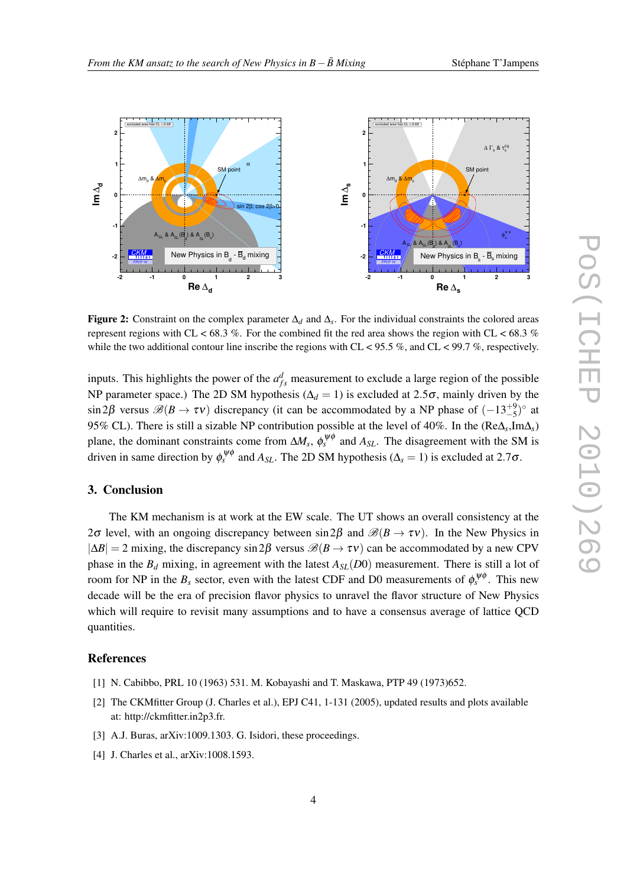Re $\Delta_d$

Im $\Delta_d$

excluded area has CL > 0.68

$\Delta m_d$ & $\Delta m_s$

SM point

$\alpha$

sin 2β; cos 2β>0

$A_{SL}$ & $A_{SL}(B_d)$ & $A_{SL}(B_s)$

CKM fitter FPCP 10

New Physics in $B_d$ - $\bar{B}_d$ mixing

Re $\Delta_s$

Im $\Delta_s$

excluded area has CL > 0.68

$\Delta\Gamma_s$ & $\tau_s^{FS}$

$\Delta m_d$ & $\Delta m_s$

SM point

$\phi_s^{\psi\phi}$

$A_{SL}$ & $A_{SL}(B_d)$ & $A_{SL}(B_s)$

CKM fitter FPCP 10

New Physics in $B_s$ - $\bar{B}_s$ mixing

**Figure 2:** Constraint on the complex parameter $\Delta_d$ and $\Delta_s$. For the individual constraints the colored areas represent regions with CL < 68.3 %. For the combined fit the red area shows the region with CL < 68.3 % while the two additional contour line inscribe the regions with CL < 95.5 %, and CL < 99.7 %, respectively.

inputs. This highlights the power of the $a_{fs}^d$ measurement to exclude a large region of the possible NP parameter space.) The 2D SM hypothesis ($\Delta_d = 1$) is excluded at $2.5\sigma$, mainly driven by the $\sin 2\beta$ versus $\mathscr{B}(B \to \tau\nu)$ discrepancy (it can be accommodated by a NP phase of $(-13^{+9}_{-5})^\circ$ at 95% CL). There is still a sizable NP contribution possible at the level of 40%. In the ($\mathrm{Re}\Delta_s$,$\mathrm{Im}\Delta_s$) plane, the dominant constraints come from $\Delta M_s$, $\phi_s^{\psi\phi}$ and $A_{SL}$. The disagreement with the SM is driven in same direction by $\phi_s^{\psi\phi}$ and $A_{SL}$. The 2D SM hypothesis ($\Delta_s = 1$) is excluded at $2.7\sigma$.

## 3. Conclusion

The KM mechanism is at work at the EW scale. The UT shows an overall consistency at the $2\sigma$ level, with an ongoing discrepancy between $\sin 2\beta$ and $\mathscr{B}(B \to \tau\nu)$. In the New Physics in $|\Delta B| = 2$ mixing, the discrepancy $\sin 2\beta$ versus $\mathscr{B}(B \to \tau\nu)$ can be accommodated by a new CPV phase in the $B_d$ mixing, in agreement with the latest $A_{SL}(D0)$ measurement. There is still a lot of room for NP in the $B_s$ sector, even with the latest CDF and D0 measurements of $\phi_s^{\psi\phi}$. This new decade will be the era of precision flavor physics to unravel the flavor structure of New Physics which will require to revisit many assumptions and to have a consensus average of lattice QCD quantities.

## References

[1] N. Cabibbo, PRL 10 (1963) 531. M. Kobayashi and T. Maskawa, PTP 49 (1973)652.

[2] The CKMfitter Group (J. Charles et al.), EPJ C41, 1-131 (2005), updated results and plots available at: http://ckmfitter.in2p3.fr.

[3] A.J. Buras, arXiv:1009.1303. G. Isidori, these proceedings.

[4] J. Charles et al., arXiv:1008.1593.